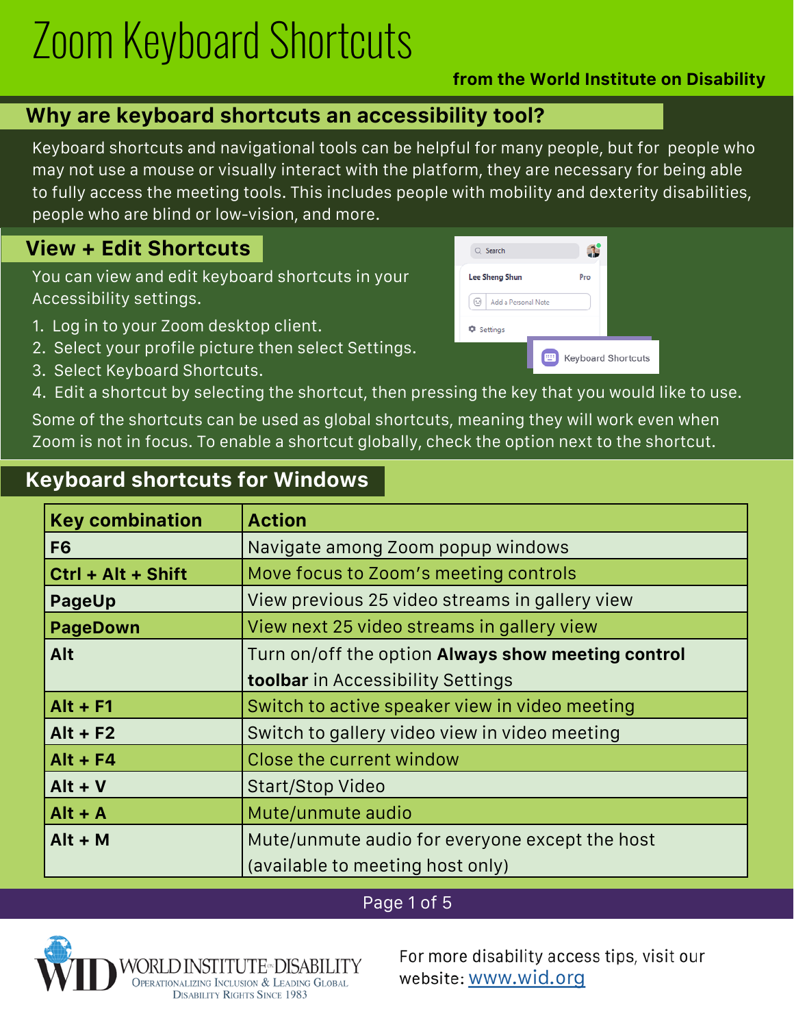# Zoom Keyboard Shortcuts

**from the World Institute on Disability**

## Why are keyboard shortcuts an accessibility tool?

Keyboard shortcuts and navigational tools can be helpful for many people, but for people who may not use a mouse or visually interact with the platform, they are necessary for being able to fully access the meeting tools. This includes people with mobility and dexterity disabilities, people who are blind or low-vision, and more.

## View + Edit Shortcuts

You can view and edit keyboard shortcuts in your Accessibility settings.

1. Log in to your Zoom desktop client.
2. Select your profile picture then select Settings.
3. Select Keyboard Shortcuts.
4. Edit a shortcut by selecting the shortcut, then pressing the key that you would like to use.

Some of the shortcuts can be used as global shortcuts, meaning they will work even when Zoom is not in focus. To enable a shortcut globally, check the option next to the shortcut.

## Keyboard shortcuts for Windows

| Key combination | Action |
| --- | --- |
| F6 | Navigate among Zoom popup windows |
| Ctrl + Alt + Shift | Move focus to Zoom's meeting controls |
| PageUp | View previous 25 video streams in gallery view |
| PageDown | View next 25 video streams in gallery view |
| Alt | Turn on/off the option **Always show meeting control toolbar** in Accessibility Settings |
| Alt + F1 | Switch to active speaker view in video meeting |
| Alt + F2 | Switch to gallery video view in video meeting |
| Alt + F4 | Close the current window |
| Alt + V | Start/Stop Video |
| Alt + A | Mute/unmute audio |
| Alt + M | Mute/unmute audio for everyone except the host (available to meeting host only) |

WID World Institute on Disability — Operationalizing Inclusion & Leading Global Disability Rights Since 1983

For more disability access tips, visit our website: [www.wid.org](http://www.wid.org)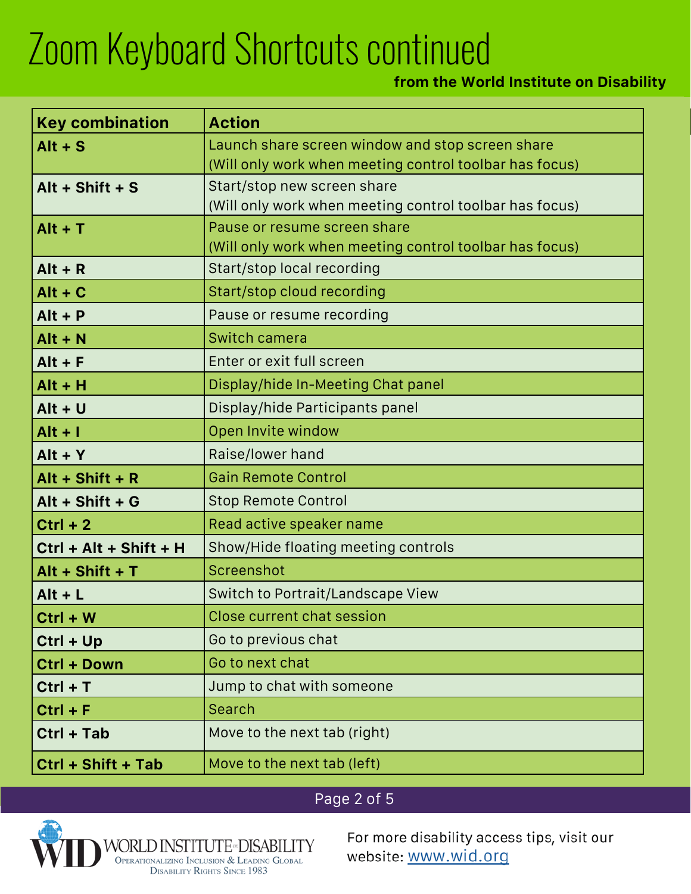# Zoom Keyboard Shortcuts continued

**from the World Institute on Disability**

| Key combination | Action |
|---|---|
| **Alt + S** | Launch share screen window and stop screen share (Will only work when meeting control toolbar has focus) |
| **Alt + Shift + S** | Start/stop new screen share (Will only work when meeting control toolbar has focus) |
| **Alt + T** | Pause or resume screen share (Will only work when meeting control toolbar has focus) |
| **Alt + R** | Start/stop local recording |
| **Alt + C** | Start/stop cloud recording |
| **Alt + P** | Pause or resume recording |
| **Alt + N** | Switch camera |
| **Alt + F** | Enter or exit full screen |
| **Alt + H** | Display/hide In-Meeting Chat panel |
| **Alt + U** | Display/hide Participants panel |
| **Alt + I** | Open Invite window |
| **Alt + Y** | Raise/lower hand |
| **Alt + Shift + R** | Gain Remote Control |
| **Alt + Shift + G** | Stop Remote Control |
| **Ctrl + 2** | Read active speaker name |
| **Ctrl + Alt + Shift + H** | Show/Hide floating meeting controls |
| **Alt + Shift + T** | Screenshot |
| **Alt + L** | Switch to Portrait/Landscape View |
| **Ctrl + W** | Close current chat session |
| **Ctrl + Up** | Go to previous chat |
| **Ctrl + Down** | Go to next chat |
| **Ctrl + T** | Jump to chat with someone |
| **Ctrl + F** | Search |
| **Ctrl + Tab** | Move to the next tab (right) |
| **Ctrl + Shift + Tab** | Move to the next tab (left) |

WORLD INSTITUTE ON DISABILITY — Operationalizing Inclusion & Leading Global Disability Rights Since 1983

For more disability access tips, visit our website: [www.wid.org](http://www.wid.org)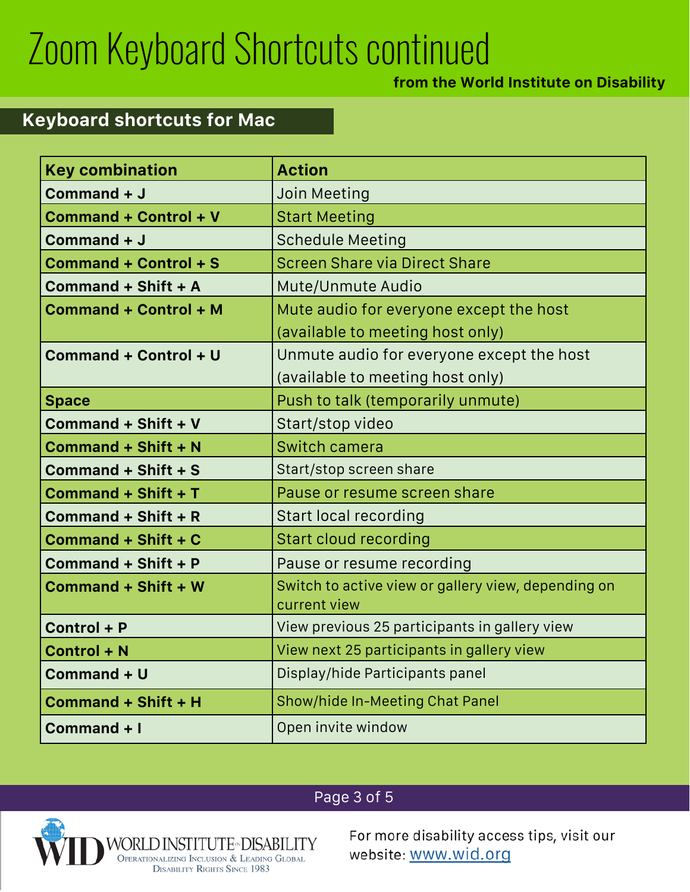# Zoom Keyboard Shortcuts continued

**from the World Institute on Disability**

## Keyboard shortcuts for Mac

| Key combination | Action |
| --- | --- |
| **Command + J** | Join Meeting |
| **Command + Control + V** | Start Meeting |
| **Command + J** | Schedule Meeting |
| **Command + Control + S** | Screen Share via Direct Share |
| **Command + Shift + A** | Mute/Unmute Audio |
| **Command + Control + M** | Mute audio for everyone except the host (available to meeting host only) |
| **Command + Control + U** | Unmute audio for everyone except the host (available to meeting host only) |
| **Space** | Push to talk (temporarily unmute) |
| **Command + Shift + V** | Start/stop video |
| **Command + Shift + N** | Switch camera |
| **Command + Shift + S** | Start/stop screen share |
| **Command + Shift + T** | Pause or resume screen share |
| **Command + Shift + R** | Start local recording |
| **Command + Shift + C** | Start cloud recording |
| **Command + Shift + P** | Pause or resume recording |
| **Command + Shift + W** | Switch to active view or gallery view, depending on current view |
| **Control + P** | View previous 25 participants in gallery view |
| **Control + N** | View next 25 participants in gallery view |
| **Command + U** | Display/hide Participants panel |
| **Command + Shift + H** | Show/hide In-Meeting Chat Panel |
| **Command + I** | Open invite window |

WID World Institute on Disability — Operationalizing Inclusion & Leading Global Disability Rights Since 1983

For more disability access tips, visit our website: [www.wid.org](http://www.wid.org)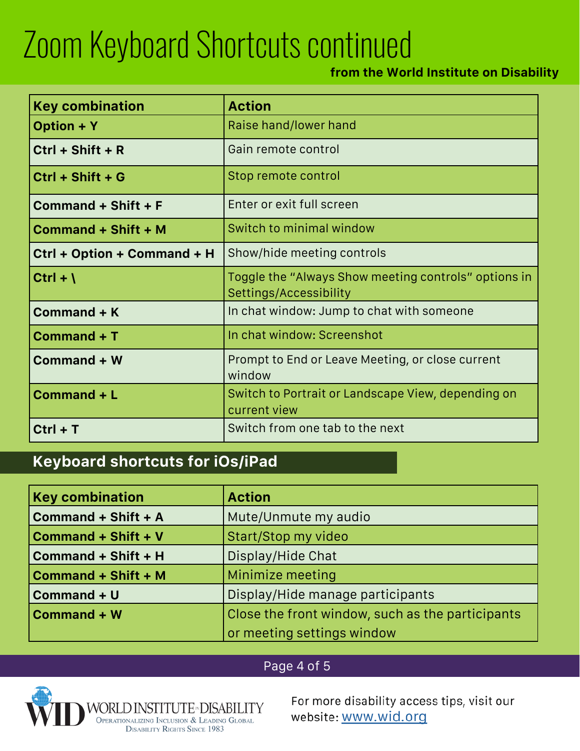# Zoom Keyboard Shortcuts continued

**from the World Institute on Disability**

| Key combination | Action |
|---|---|
| **Option + Y** | Raise hand/lower hand |
| **Ctrl + Shift + R** | Gain remote control |
| **Ctrl + Shift + G** | Stop remote control |
| **Command + Shift + F** | Enter or exit full screen |
| **Command + Shift + M** | Switch to minimal window |
| **Ctrl + Option + Command + H** | Show/hide meeting controls |
| **Ctrl + \** | Toggle the "Always Show meeting controls" options in Settings/Accessibility |
| **Command + K** | In chat window: Jump to chat with someone |
| **Command + T** | In chat window: Screenshot |
| **Command + W** | Prompt to End or Leave Meeting, or close current window |
| **Command + L** | Switch to Portrait or Landscape View, depending on current view |
| **Ctrl + T** | Switch from one tab to the next |

## Keyboard shortcuts for iOs/iPad

| Key combination | Action |
|---|---|
| **Command + Shift + A** | Mute/Unmute my audio |
| **Command + Shift + V** | Start/Stop my video |
| **Command + Shift + H** | Display/Hide Chat |
| **Command + Shift + M** | Minimize meeting |
| **Command + U** | Display/Hide manage participants |
| **Command + W** | Close the front window, such as the participants or meeting settings window |

WORLD INSTITUTE ON DISABILITY
Operationalizing Inclusion & Leading Global Disability Rights Since 1983

For more disability access tips, visit our website: [www.wid.org](http://www.wid.org)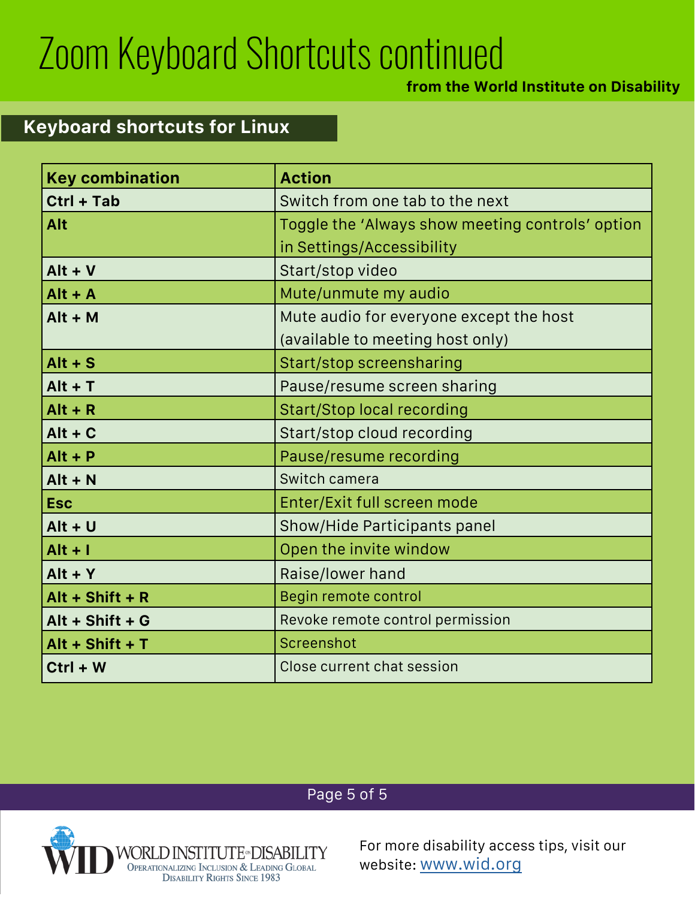# Zoom Keyboard Shortcuts continued

**from the World Institute on Disability**

## Keyboard shortcuts for Linux

| Key combination | Action |
|---|---|
| **Ctrl + Tab** | Switch from one tab to the next |
| **Alt** | Toggle the 'Always show meeting controls' option in Settings/Accessibility |
| **Alt + V** | Start/stop video |
| **Alt + A** | Mute/unmute my audio |
| **Alt + M** | Mute audio for everyone except the host (available to meeting host only) |
| **Alt + S** | Start/stop screensharing |
| **Alt + T** | Pause/resume screen sharing |
| **Alt + R** | Start/Stop local recording |
| **Alt + C** | Start/stop cloud recording |
| **Alt + P** | Pause/resume recording |
| **Alt + N** | Switch camera |
| **Esc** | Enter/Exit full screen mode |
| **Alt + U** | Show/Hide Participants panel |
| **Alt + I** | Open the invite window |
| **Alt + Y** | Raise/lower hand |
| **Alt + Shift + R** | Begin remote control |
| **Alt + Shift + G** | Revoke remote control permission |
| **Alt + Shift + T** | Screenshot |
| **Ctrl + W** | Close current chat session |

WORLD INSTITUTE ON DISABILITY
Operationalizing Inclusion & Leading Global Disability Rights Since 1983

For more disability access tips, visit our website: [www.wid.org](http://www.wid.org)